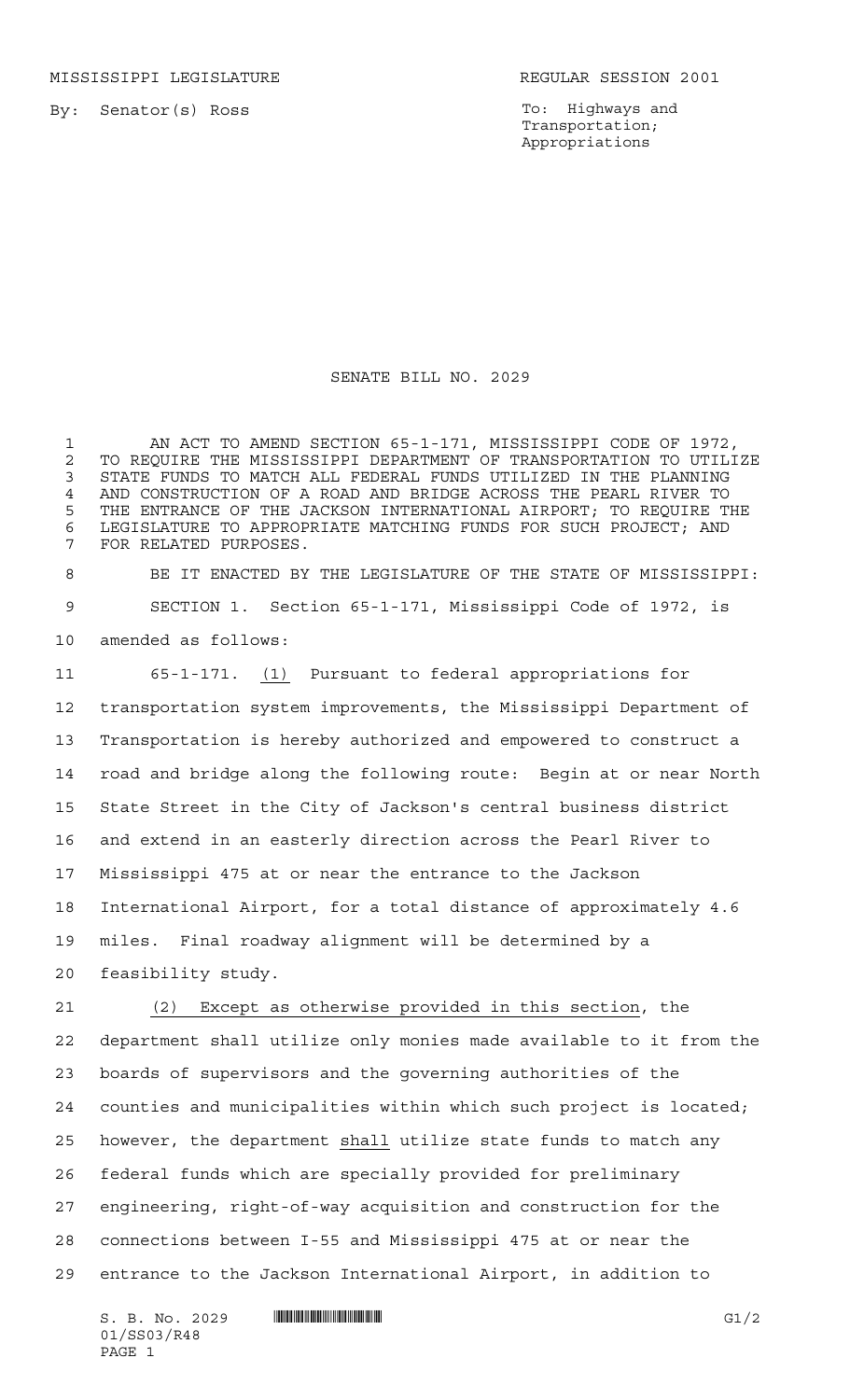MISSISSIPPI LEGISLATURE REGULAR SESSION 2001

By: Senator(s) Ross

To: Highways and Transportation; Appropriations

# SENATE BILL NO. 2029

AN ACT TO AMEND SECTION 65-1-171, MISSISSIPPI CODE OF 1972, TO REQUIRE THE MISSISSIPPI DEPARTMENT OF TRANSPORTATION TO UTILIZE STATE FUNDS TO MATCH ALL FEDERAL FUNDS UTILIZED IN THE PLANNING AND CONSTRUCTION OF A ROAD AND BRIDGE ACROSS THE PEARL RIVER TO THE ENTRANCE OF THE JACKSON INTERNATIONAL AIRPORT; TO REQUIRE THE LEGISLATURE TO APPROPRIATE MATCHING FUNDS FOR SUCH PROJECT; AND FOR RELATED PURPOSES.

BE IT ENACTED BY THE LEGISLATURE OF THE STATE OF MISSISSIPPI:

SECTION 1. Section 65-1-171, Mississippi Code of 1972, is amended as follows:

65-1-171. (1) Pursuant to federal appropriations for transportation system improvements, the Mississippi Department of Transportation is hereby authorized and empowered to construct a road and bridge along the following route: Begin at or near North State Street in the City of Jackson's central business district and extend in an easterly direction across the Pearl River to Mississippi 475 at or near the entrance to the Jackson International Airport, for a total distance of approximately 4.6 miles. Final roadway alignment will be determined by a feasibility study.

(2) Except as otherwise provided in this section, the department shall utilize only monies made available to it from the boards of supervisors and the governing authorities of the counties and municipalities within which such project is located; however, the department shall utilize state funds to match any federal funds which are specially provided for preliminary engineering, right-of-way acquisition and construction for the connections between I-55 and Mississippi 475 at or near the entrance to the Jackson International Airport, in addition to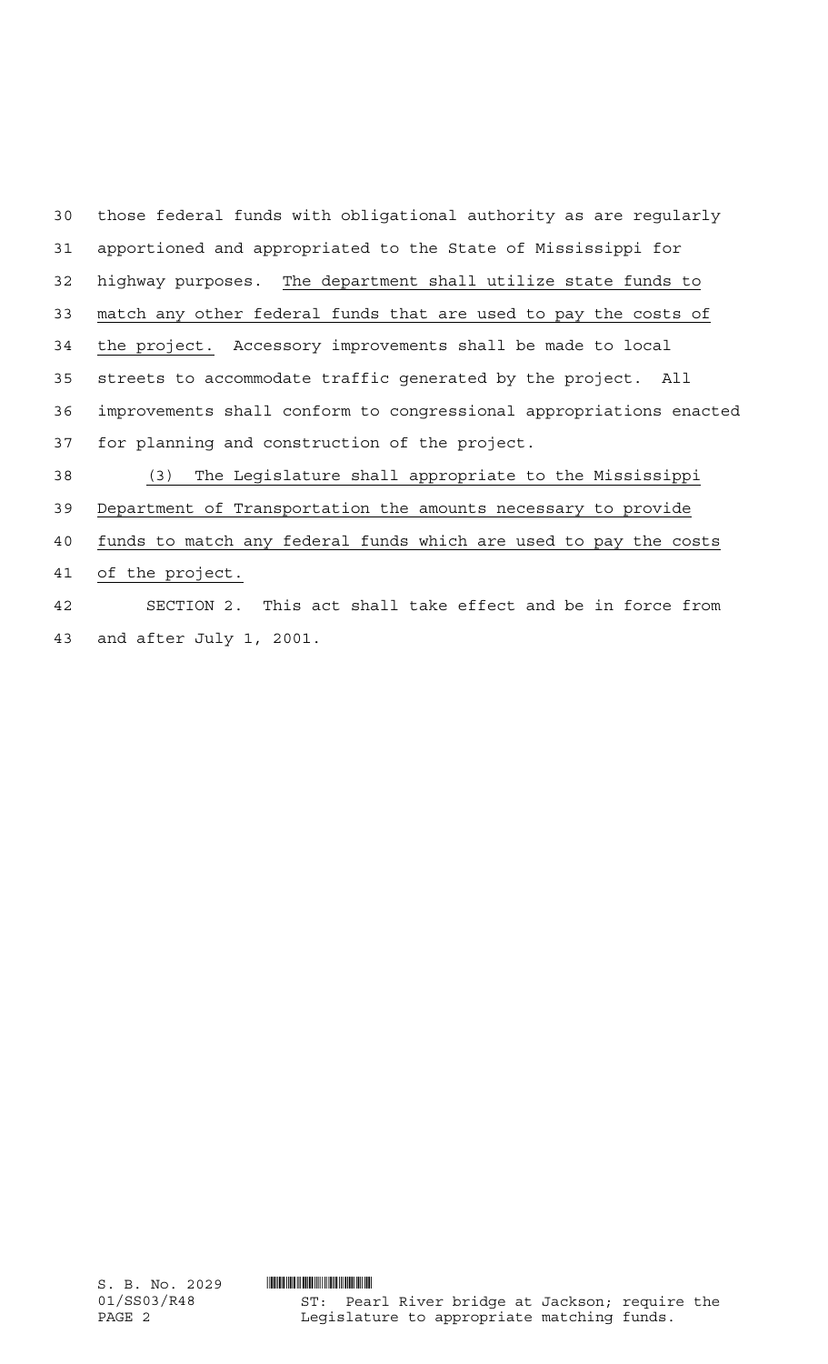those federal funds with obligational authority as are regularly apportioned and appropriated to the State of Mississippi for highway purposes. The department shall utilize state funds to match any other federal funds that are used to pay the costs of the project. Accessory improvements shall be made to local streets to accommodate traffic generated by the project. All improvements shall conform to congressional appropriations enacted for planning and construction of the project.

(3) The Legislature shall appropriate to the Mississippi Department of Transportation the amounts necessary to provide funds to match any federal funds which are used to pay the costs of the project.

SECTION 2. This act shall take effect and be in force from and after July 1, 2001.

ST: Pearl River bridge at Jackson; require the Legislature to appropriate matching funds.